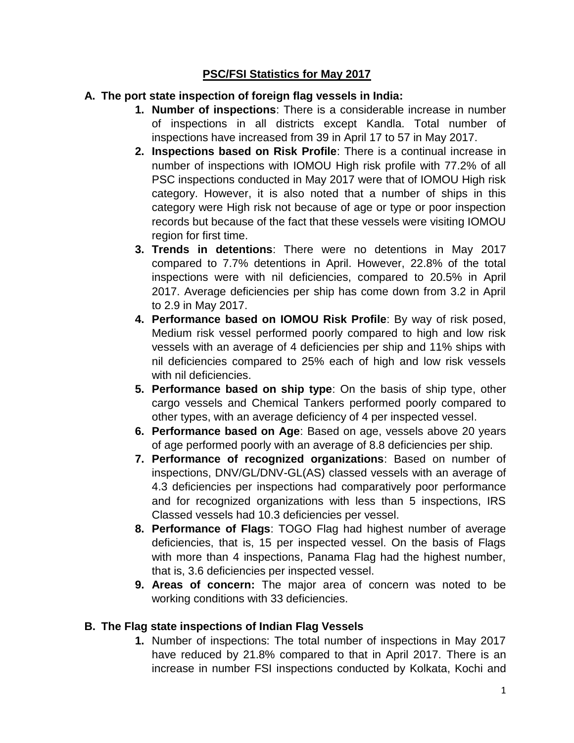# PSC/FSI Statistics for May 2017

## A. The port state inspection of foreign flag vessels in India:

1. **Number of inspections**: There is a considerable increase in number of inspections in all districts except Kandla. Total number of inspections have increased from 39 in April 17 to 57 in May 2017.
2. **Inspections based on Risk Profile**: There is a continual increase in number of inspections with IOMOU High risk profile with 77.2% of all PSC inspections conducted in May 2017 were that of IOMOU High risk category. However, it is also noted that a number of ships in this category were High risk not because of age or type or poor inspection records but because of the fact that these vessels were visiting IOMOU region for first time.
3. **Trends in detentions**: There were no detentions in May 2017 compared to 7.7% detentions in April. However, 22.8% of the total inspections were with nil deficiencies, compared to 20.5% in April 2017. Average deficiencies per ship has come down from 3.2 in April to 2.9 in May 2017.
4. **Performance based on IOMOU Risk Profile**: By way of risk posed, Medium risk vessel performed poorly compared to high and low risk vessels with an average of 4 deficiencies per ship and 11% ships with nil deficiencies compared to 25% each of high and low risk vessels with nil deficiencies.
5. **Performance based on ship type**: On the basis of ship type, other cargo vessels and Chemical Tankers performed poorly compared to other types, with an average deficiency of 4 per inspected vessel.
6. **Performance based on Age**: Based on age, vessels above 20 years of age performed poorly with an average of 8.8 deficiencies per ship.
7. **Performance of recognized organizations**: Based on number of inspections, DNV/GL/DNV-GL(AS) classed vessels with an average of 4.3 deficiencies per inspections had comparatively poor performance and for recognized organizations with less than 5 inspections, IRS Classed vessels had 10.3 deficiencies per vessel.
8. **Performance of Flags**: TOGO Flag had highest number of average deficiencies, that is, 15 per inspected vessel. On the basis of Flags with more than 4 inspections, Panama Flag had the highest number, that is, 3.6 deficiencies per inspected vessel.
9. **Areas of concern:** The major area of concern was noted to be working conditions with 33 deficiencies.

## B. The Flag state inspections of Indian Flag Vessels

1. Number of inspections: The total number of inspections in May 2017 have reduced by 21.8% compared to that in April 2017. There is an increase in number FSI inspections conducted by Kolkata, Kochi and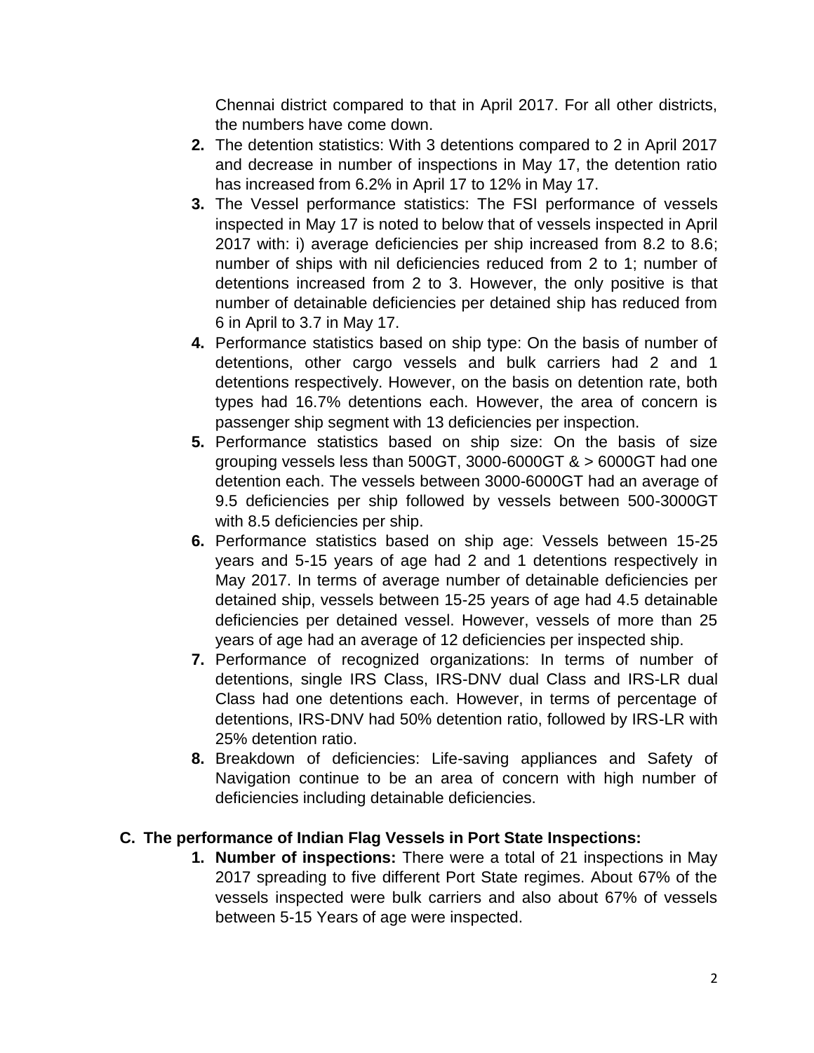Chennai district compared to that in April 2017. For all other districts, the numbers have come down.

2. The detention statistics: With 3 detentions compared to 2 in April 2017 and decrease in number of inspections in May 17, the detention ratio has increased from 6.2% in April 17 to 12% in May 17.
3. The Vessel performance statistics: The FSI performance of vessels inspected in May 17 is noted to below that of vessels inspected in April 2017 with: i) average deficiencies per ship increased from 8.2 to 8.6; number of ships with nil deficiencies reduced from 2 to 1; number of detentions increased from 2 to 3. However, the only positive is that number of detainable deficiencies per detained ship has reduced from 6 in April to 3.7 in May 17.
4. Performance statistics based on ship type: On the basis of number of detentions, other cargo vessels and bulk carriers had 2 and 1 detentions respectively. However, on the basis on detention rate, both types had 16.7% detentions each. However, the area of concern is passenger ship segment with 13 deficiencies per inspection.
5. Performance statistics based on ship size: On the basis of size grouping vessels less than 500GT, 3000-6000GT & > 6000GT had one detention each. The vessels between 3000-6000GT had an average of 9.5 deficiencies per ship followed by vessels between 500-3000GT with 8.5 deficiencies per ship.
6. Performance statistics based on ship age: Vessels between 15-25 years and 5-15 years of age had 2 and 1 detentions respectively in May 2017. In terms of average number of detainable deficiencies per detained ship, vessels between 15-25 years of age had 4.5 detainable deficiencies per detained vessel. However, vessels of more than 25 years of age had an average of 12 deficiencies per inspected ship.
7. Performance of recognized organizations: In terms of number of detentions, single IRS Class, IRS-DNV dual Class and IRS-LR dual Class had one detentions each. However, in terms of percentage of detentions, IRS-DNV had 50% detention ratio, followed by IRS-LR with 25% detention ratio.
8. Breakdown of deficiencies: Life-saving appliances and Safety of Navigation continue to be an area of concern with high number of deficiencies including detainable deficiencies.

## C. The performance of Indian Flag Vessels in Port State Inspections:

1. **Number of inspections:** There were a total of 21 inspections in May 2017 spreading to five different Port State regimes. About 67% of the vessels inspected were bulk carriers and also about 67% of vessels between 5-15 Years of age were inspected.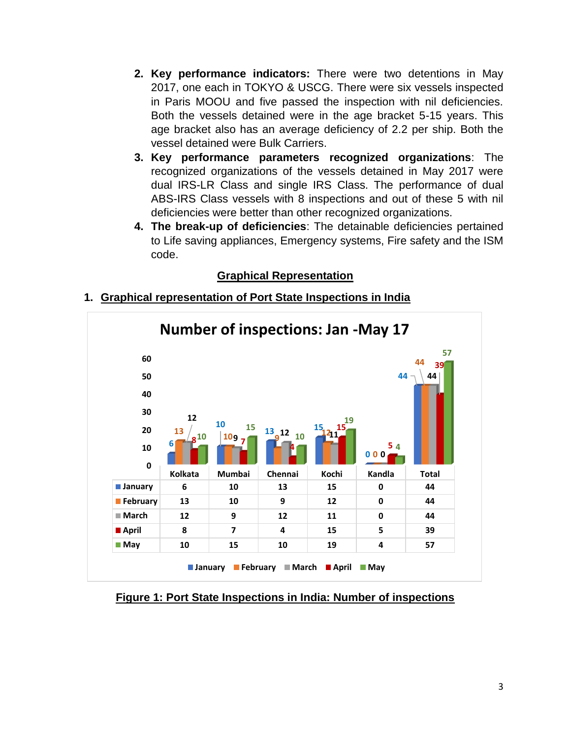2. **Key performance indicators:** There were two detentions in May 2017, one each in TOKYO & USCG. There were six vessels inspected in Paris MOOU and five passed the inspection with nil deficiencies. Both the vessels detained were in the age bracket 5-15 years. This age bracket also has an average deficiency of 2.2 per ship. Both the vessel detained were Bulk Carriers.
3. **Key performance parameters recognized organizations**: The recognized organizations of the vessels detained in May 2017 were dual IRS-LR Class and single IRS Class. The performance of dual ABS-IRS Class vessels with 8 inspections and out of these 5 with nil deficiencies were better than other recognized organizations.
4. **The break-up of deficiencies**: The detainable deficiencies pertained to Life saving appliances, Emergency systems, Fire safety and the ISM code.

## Graphical Representation

### 1. Graphical representation of Port State Inspections in India

**Number of inspections: Jan -May 17**

| | Kolkata | Mumbai | Chennai | Kochi | Kandla | Total |
|---|---|---|---|---|---|---|
| January | 6 | 10 | 13 | 15 | 0 | 44 |
| February | 13 | 10 | 9 | 12 | 0 | 44 |
| March | 12 | 9 | 12 | 11 | 0 | 44 |
| April | 8 | 7 | 4 | 15 | 5 | 39 |
| May | 10 | 15 | 10 | 19 | 4 | 57 |

Figure 1: Port State Inspections in India: Number of inspections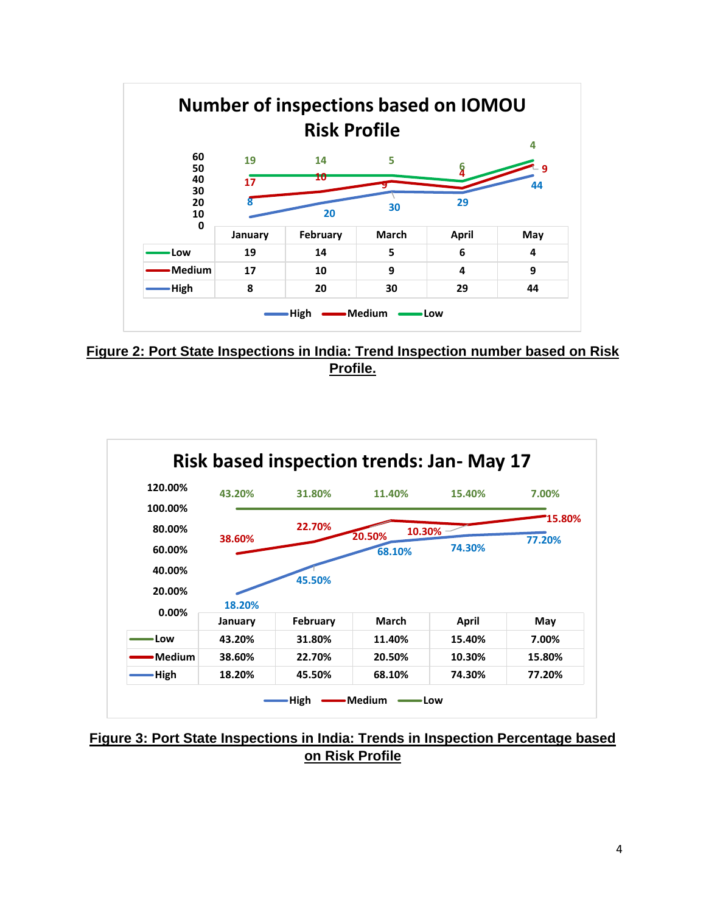**Number of inspections based on IOMOU Risk Profile**

| | January | February | March | April | May |
|---|---|---|---|---|---|
| Low | 19 | 14 | 5 | 6 | 4 |
| Medium | 17 | 10 | 9 | 4 | 9 |
| High | 8 | 20 | 30 | 29 | 44 |

**Figure 2: Port State Inspections in India: Trend Inspection number based on Risk Profile.**

**Risk based inspection trends: Jan- May 17**

| | January | February | March | April | May |
|---|---|---|---|---|---|
| Low | 43.20% | 31.80% | 11.40% | 15.40% | 7.00% |
| Medium | 38.60% | 22.70% | 20.50% | 10.30% | 15.80% |
| High | 18.20% | 45.50% | 68.10% | 74.30% | 77.20% |

**Figure 3: Port State Inspections in India: Trends in Inspection Percentage based on Risk Profile**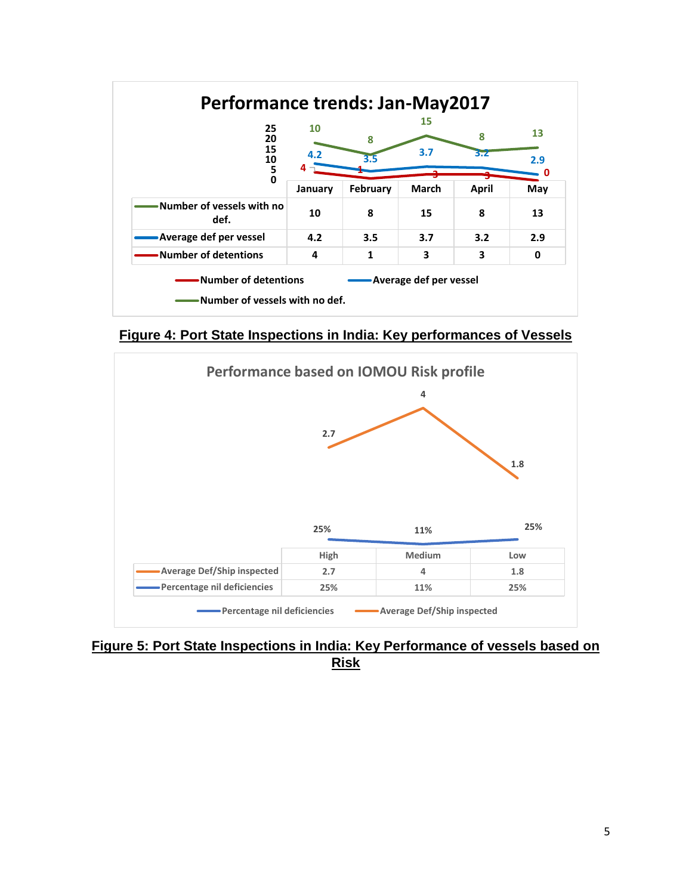**Performance trends: Jan-May2017**

| | January | February | March | April | May |
|---|---|---|---|---|---|
| Number of vessels with no def. | 10 | 8 | 15 | 8 | 13 |
| Average def per vessel | 4.2 | 3.5 | 3.7 | 3.2 | 2.9 |
| Number of detentions | 4 | 1 | 3 | 3 | 0 |

**Figure 4: Port State Inspections in India: Key performances of Vessels**

**Performance based on IOMOU Risk profile**

| | High | Medium | Low |
|---|---|---|---|
| Average Def/Ship inspected | 2.7 | 4 | 1.8 |
| Percentage nil deficiencies | 25% | 11% | 25% |

**Figure 5: Port State Inspections in India: Key Performance of vessels based on Risk**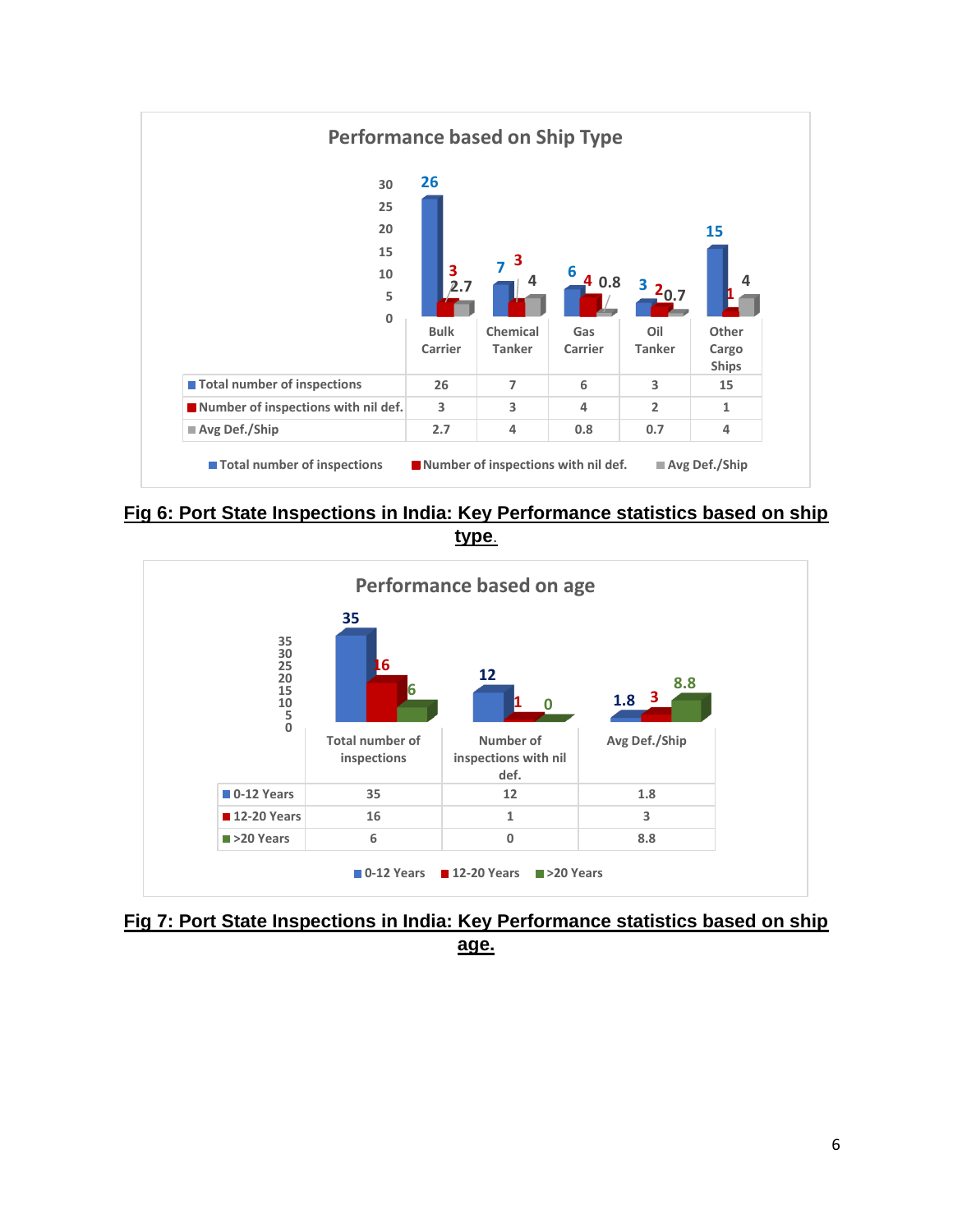### Performance based on Ship Type

| | Bulk Carrier | Chemical Tanker | Gas Carrier | Oil Tanker | Other Cargo Ships |
|---|---|---|---|---|---|
| Total number of inspections | 26 | 7 | 6 | 3 | 15 |
| Number of inspections with nil def. | 3 | 3 | 4 | 2 | 1 |
| Avg Def./Ship | 2.7 | 4 | 0.8 | 0.7 | 4 |

**Fig 6: Port State Inspections in India: Key Performance statistics based on ship type.**

### Performance based on age

| | Total number of inspections | Number of inspections with nil def. | Avg Def./Ship |
|---|---|---|---|
| 0-12 Years | 35 | 12 | 1.8 |
| 12-20 Years | 16 | 1 | 3 |
| >20 Years | 6 | 0 | 8.8 |

**Fig 7: Port State Inspections in India: Key Performance statistics based on ship age.**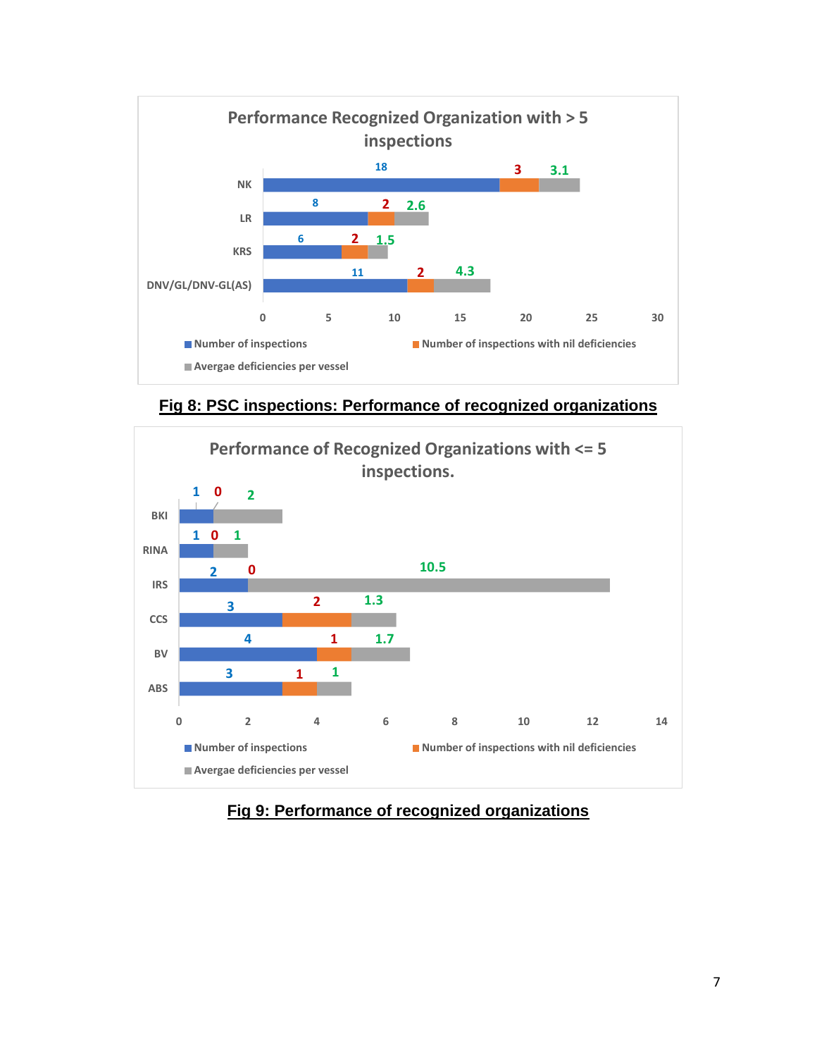**Performance Recognized Organization with > 5 inspections**

| RO | Number of inspections | Number of inspections with nil deficiencies | Avergae deficiencies per vessel |
|---|---|---|---|
| NK | 18 | 3 | 3.1 |
| LR | 8 | 2 | 2.6 |
| KRS | 6 | 2 | 1.5 |
| DNV/GL/DNV-GL(AS) | 11 | 2 | 4.3 |

**Fig 8: PSC inspections: Performance of recognized organizations**

**Performance of Recognized Organizations with <= 5 inspections.**

| RO | Number of inspections | Number of inspections with nil deficiencies | Avergae deficiencies per vessel |
|---|---|---|---|
| BKI | 1 | 0 | 2 |
| RINA | 1 | 0 | 1 |
| IRS | 2 | 0 | 10.5 |
| CCS | 3 | 2 | 1.3 |
| BV | 4 | 1 | 1.7 |
| ABS | 3 | 1 | 1 |

**Fig 9: Performance of recognized organizations**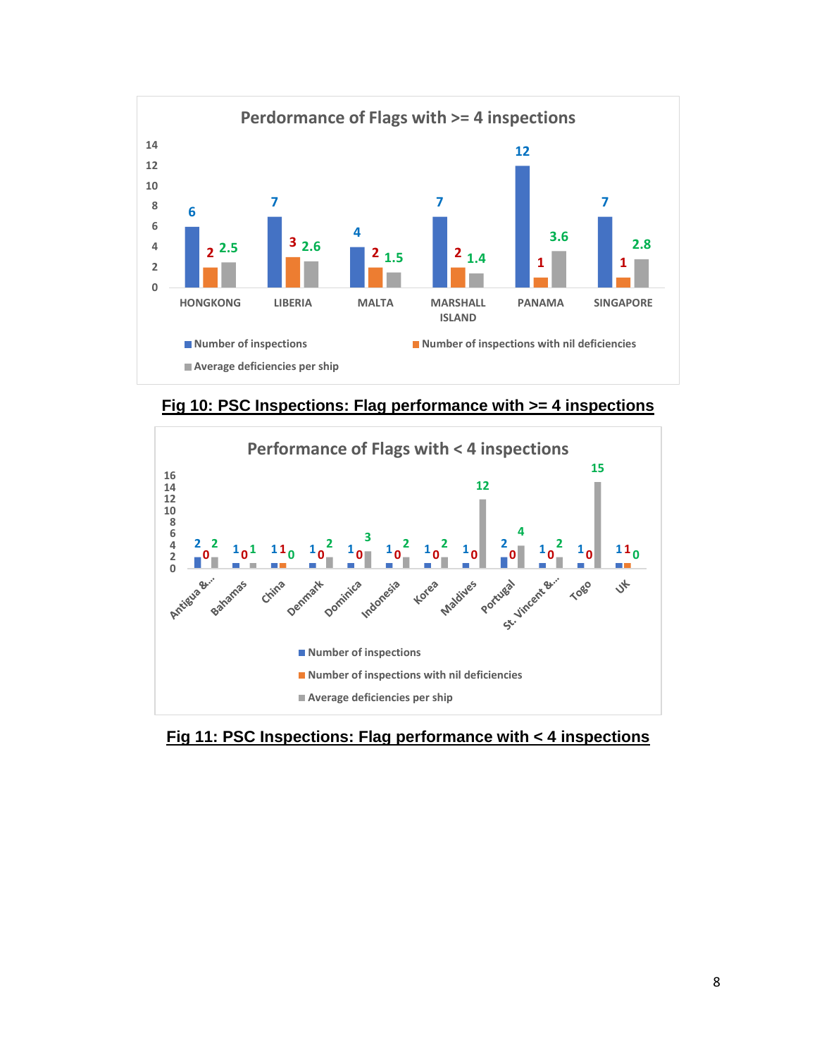**Perdormance of Flags with >= 4 inspections**

| Flag | Number of inspections | Number of inspections with nil deficiencies | Average deficiencies per ship |
|---|---|---|---|
| HONGKONG | 6 | 2 | 2.5 |
| LIBERIA | 7 | 3 | 2.6 |
| MALTA | 4 | 2 | 1.5 |
| MARSHALL ISLAND | 7 | 2 | 1.4 |
| PANAMA | 12 | 1 | 3.6 |
| SINGAPORE | 7 | 1 | 2.8 |

**Fig 10: PSC Inspections: Flag performance with >= 4 inspections**

**Performance of Flags with < 4 inspections**

| Flag | Number of inspections | Number of inspections with nil deficiencies | Average deficiencies per ship |
|---|---|---|---|
| Antigua &... | 2 | 0 | 2 |
| Bahamas | 1 | 0 | 1 |
| China | 1 | 1 | 0 |
| Denmark | 1 | 0 | 2 |
| Dominica | 1 | 0 | 3 |
| Indonesia | 1 | 0 | 2 |
| Korea | 1 | 0 | 2 |
| Maldives | 1 | 0 | 12 |
| Portugal | 2 | 0 | 4 |
| St. Vincent &... | 1 | 0 | 2 |
| Togo | 1 | 0 | 15 |
| UK | 1 | 1 | 0 |

**Fig 11: PSC Inspections: Flag performance with < 4 inspections**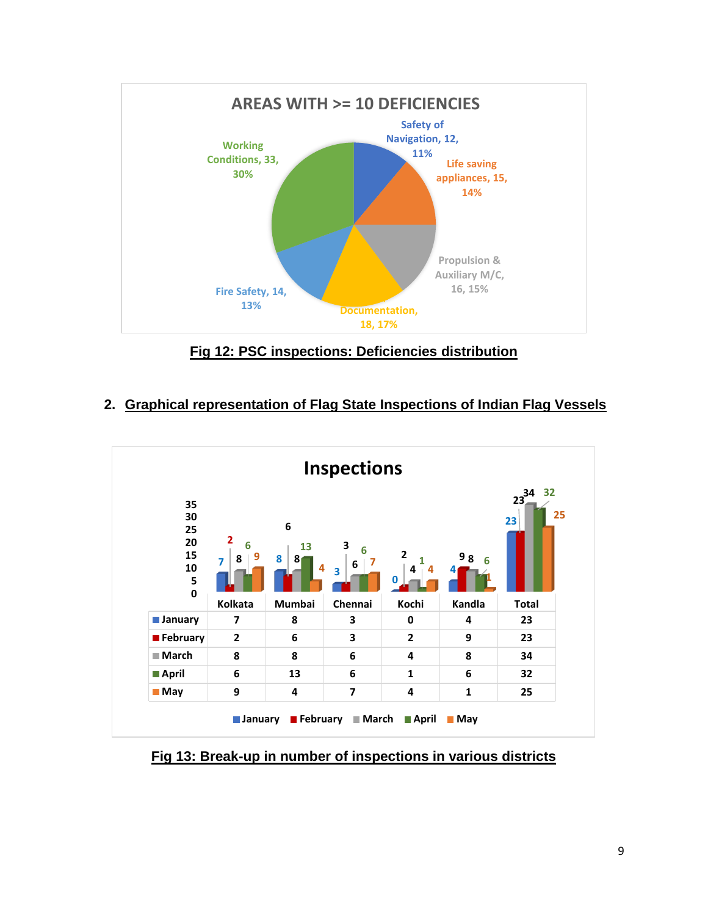**AREAS WITH >= 10 DEFICIENCIES**

- Safety of Navigation, 12, 11%
- Life saving appliances, 15, 14%
- Propulsion & Auxiliary M/C, 16, 15%
- Documentation, 18, 17%
- Fire Safety, 14, 13%
- Working Conditions, 33, 30%

**Fig 12: PSC inspections: Deficiencies distribution**

## 2. Graphical representation of Flag State Inspections of Indian Flag Vessels

**Inspections**

| | Kolkata | Mumbai | Chennai | Kochi | Kandla | Total |
|---|---|---|---|---|---|---|
| January | 7 | 8 | 3 | 0 | 4 | 23 |
| February | 2 | 6 | 3 | 2 | 9 | 23 |
| March | 8 | 8 | 6 | 4 | 8 | 34 |
| April | 6 | 13 | 6 | 1 | 6 | 32 |
| May | 9 | 4 | 7 | 4 | 1 | 25 |

**Fig 13: Break-up in number of inspections in various districts**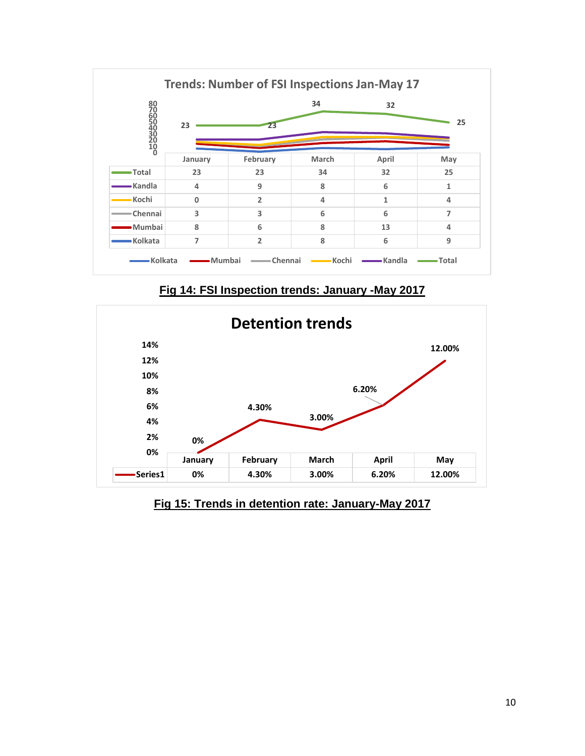**Trends: Number of FSI Inspections Jan-May 17**

| | January | February | March | April | May |
|---|---|---|---|---|---|
| Total | 23 | 23 | 34 | 32 | 25 |
| Kandla | 4 | 9 | 8 | 6 | 1 |
| Kochi | 0 | 2 | 4 | 1 | 4 |
| Chennai | 3 | 3 | 6 | 6 | 7 |
| Mumbai | 8 | 6 | 8 | 13 | 4 |
| Kolkata | 7 | 2 | 8 | 6 | 9 |

**Fig 14: FSI Inspection trends: January -May 2017**

**Detention trends**

| | January | February | March | April | May |
|---|---|---|---|---|---|
| Series1 | 0% | 4.30% | 3.00% | 6.20% | 12.00% |

**Fig 15: Trends in detention rate: January-May 2017**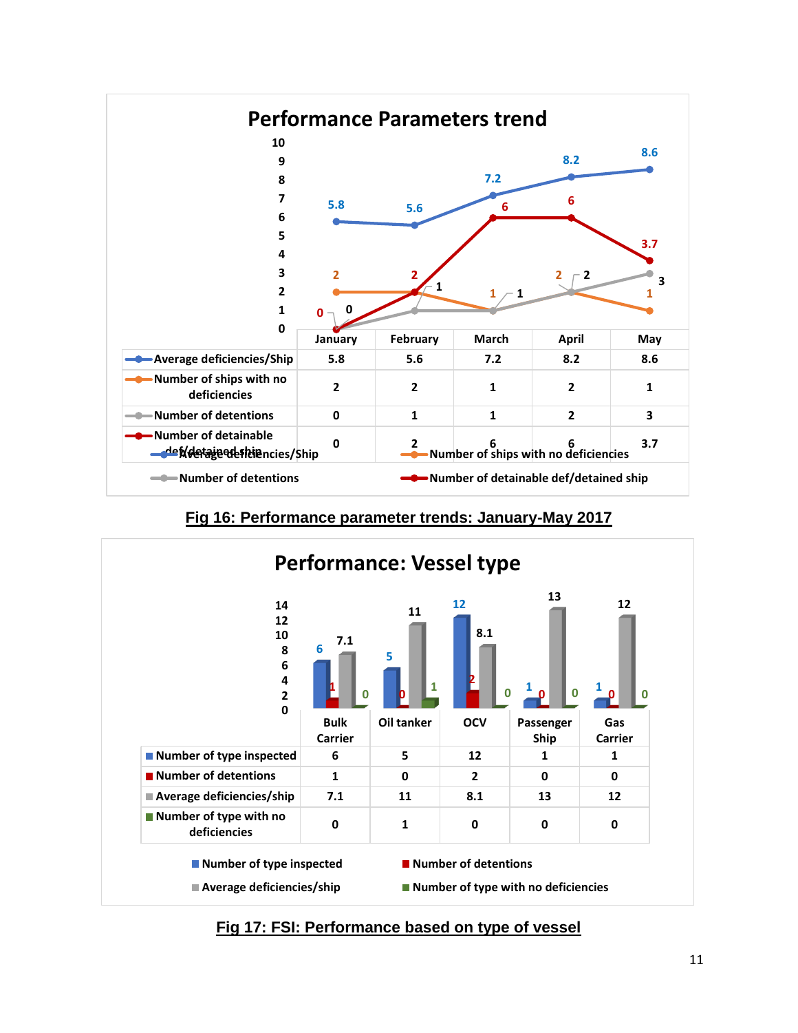## Performance Parameters trend

| | January | February | March | April | May |
|---|---|---|---|---|---|
| Average deficiencies/Ship | 5.8 | 5.6 | 7.2 | 8.2 | 8.6 |
| Number of ships with no deficiencies | 2 | 2 | 1 | 2 | 1 |
| Number of detentions | 0 | 1 | 1 | 2 | 3 |
| Number of detainable def/detained ship | 0 | 2 | 6 | 6 | 3.7 |

**Fig 16: Performance parameter trends: January-May 2017**

## Performance: Vessel type

| | Bulk Carrier | Oil tanker | OCV | Passenger Ship | Gas Carrier |
|---|---|---|---|---|---|
| Number of type inspected | 6 | 5 | 12 | 1 | 1 |
| Number of detentions | 1 | 0 | 2 | 0 | 0 |
| Average deficiencies/ship | 7.1 | 11 | 8.1 | 13 | 12 |
| Number of type with no deficiencies | 0 | 1 | 0 | 0 | 0 |

**Fig 17: FSI: Performance based on type of vessel**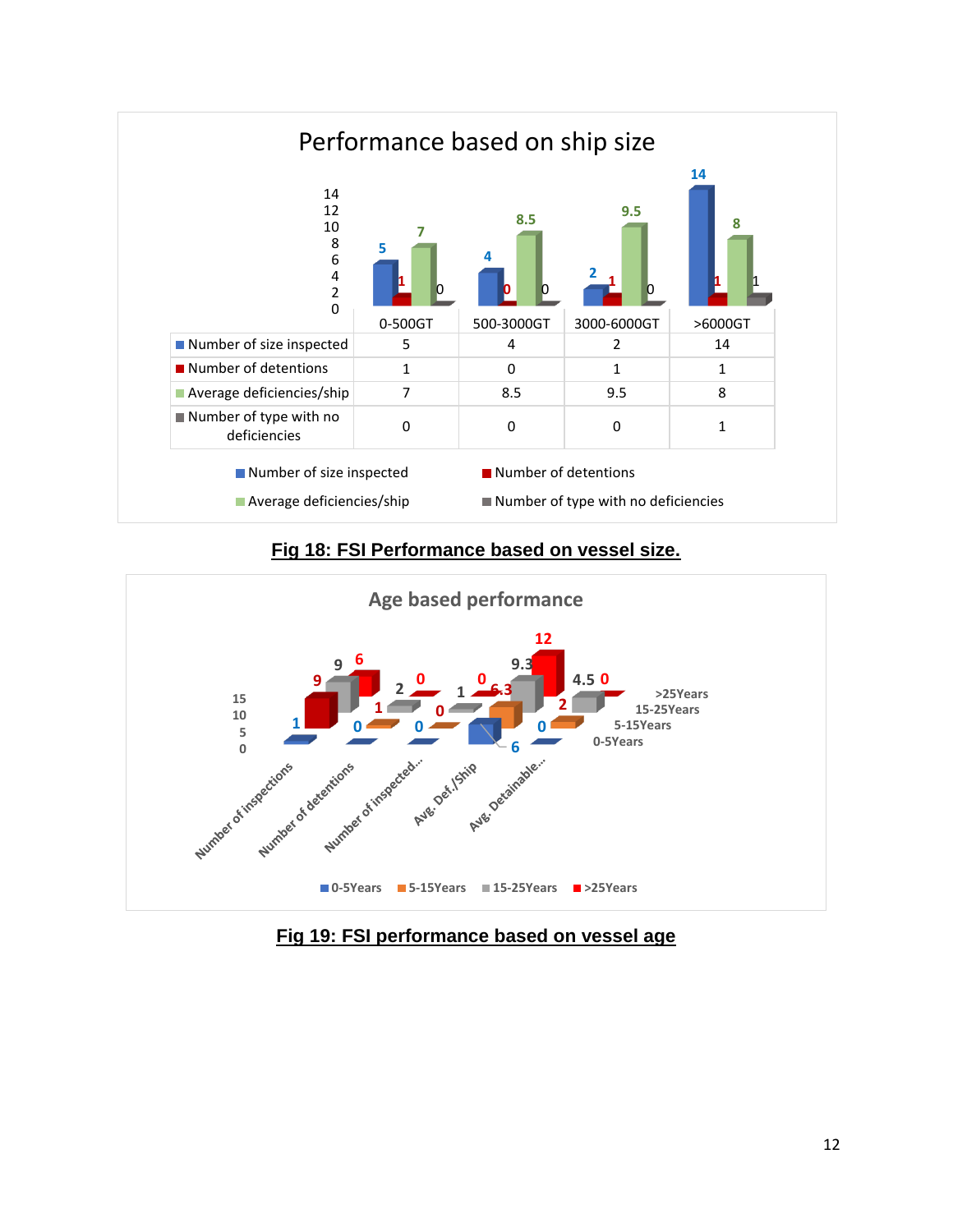**Performance based on ship size**

| | 0-500GT | 500-3000GT | 3000-6000GT | >6000GT |
|---|---|---|---|---|
| Number of size inspected | 5 | 4 | 2 | 14 |
| Number of detentions | 1 | 0 | 1 | 1 |
| Average deficiencies/ship | 7 | 8.5 | 9.5 | 8 |
| Number of type with no deficiencies | 0 | 0 | 0 | 1 |

**Fig 18: FSI Performance based on vessel size.**

**Fig 19: FSI performance based on vessel age**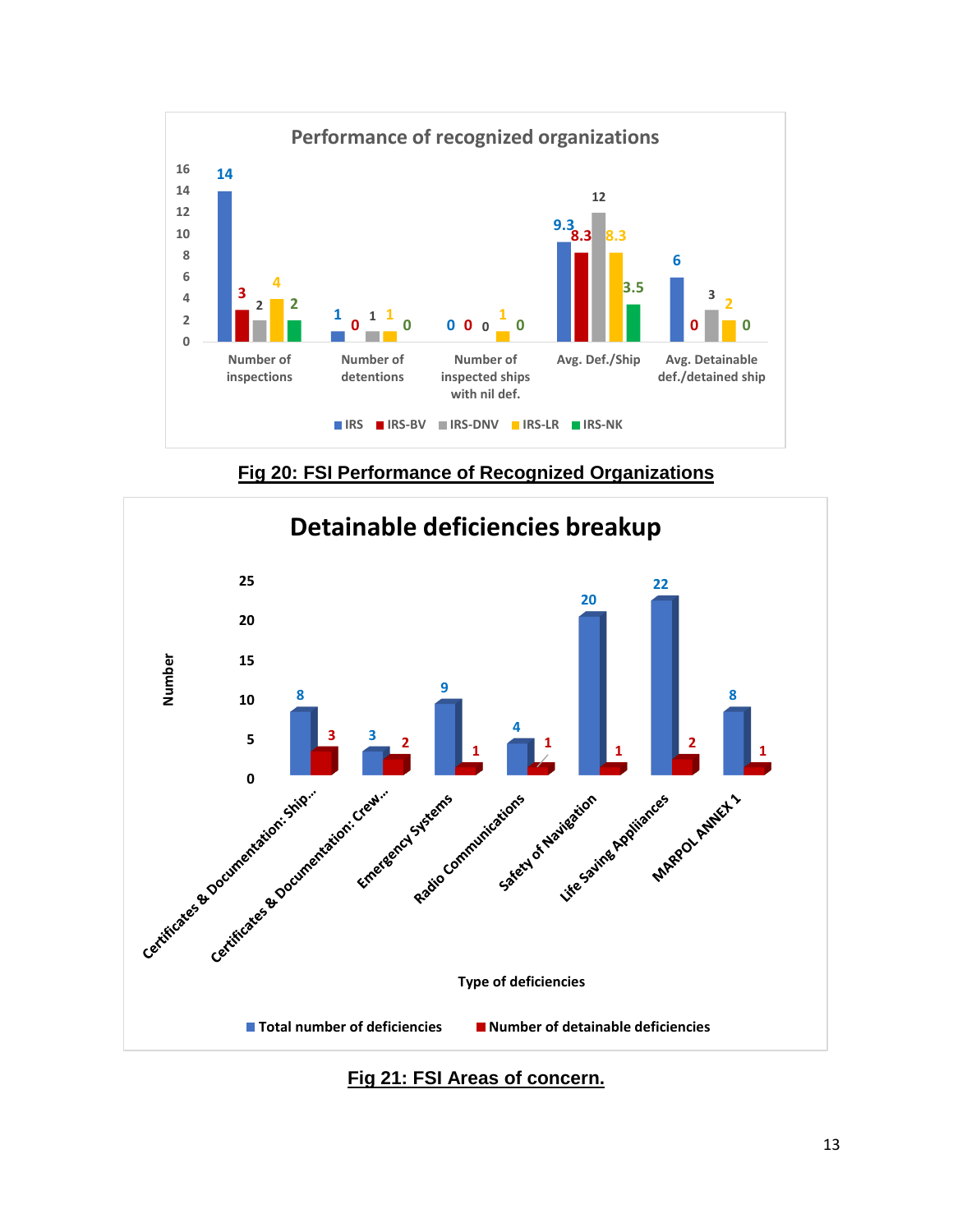**Performance of recognized organizations**

| | IRS | IRS-BV | IRS-DNV | IRS-LR | IRS-NK |
|---|---|---|---|---|---|
| Number of inspections | 14 | 3 | 2 | 4 | 2 |
| Number of detentions | 1 | 0 | 1 | 1 | 0 |
| Number of inspected ships with nil def. | 0 | 0 | 0 | 1 | 0 |
| Avg. Def./Ship | 9.3 | 8.3 | 12 | 8.3 | 3.5 |
| Avg. Detainable def./detained ship | 6 | 0 | 3 | 2 | 0 |

## Fig 20: FSI Performance of Recognized Organizations

**Detainable deficiencies breakup**

| Type of deficiencies | Total number of deficiencies | Number of detainable deficiencies |
|---|---|---|
| Certificates & Documentation: Ship... | 8 | 3 |
| Certificates & Documentation: Crew... | 3 | 2 |
| Emergency Systems | 9 | 1 |
| Radio Communications | 4 | 1 |
| Safety of Navigation | 20 | 1 |
| Life Saving Appliances | 22 | 2 |
| MARPOL ANNEX 1 | 8 | 1 |

## Fig 21: FSI Areas of concern.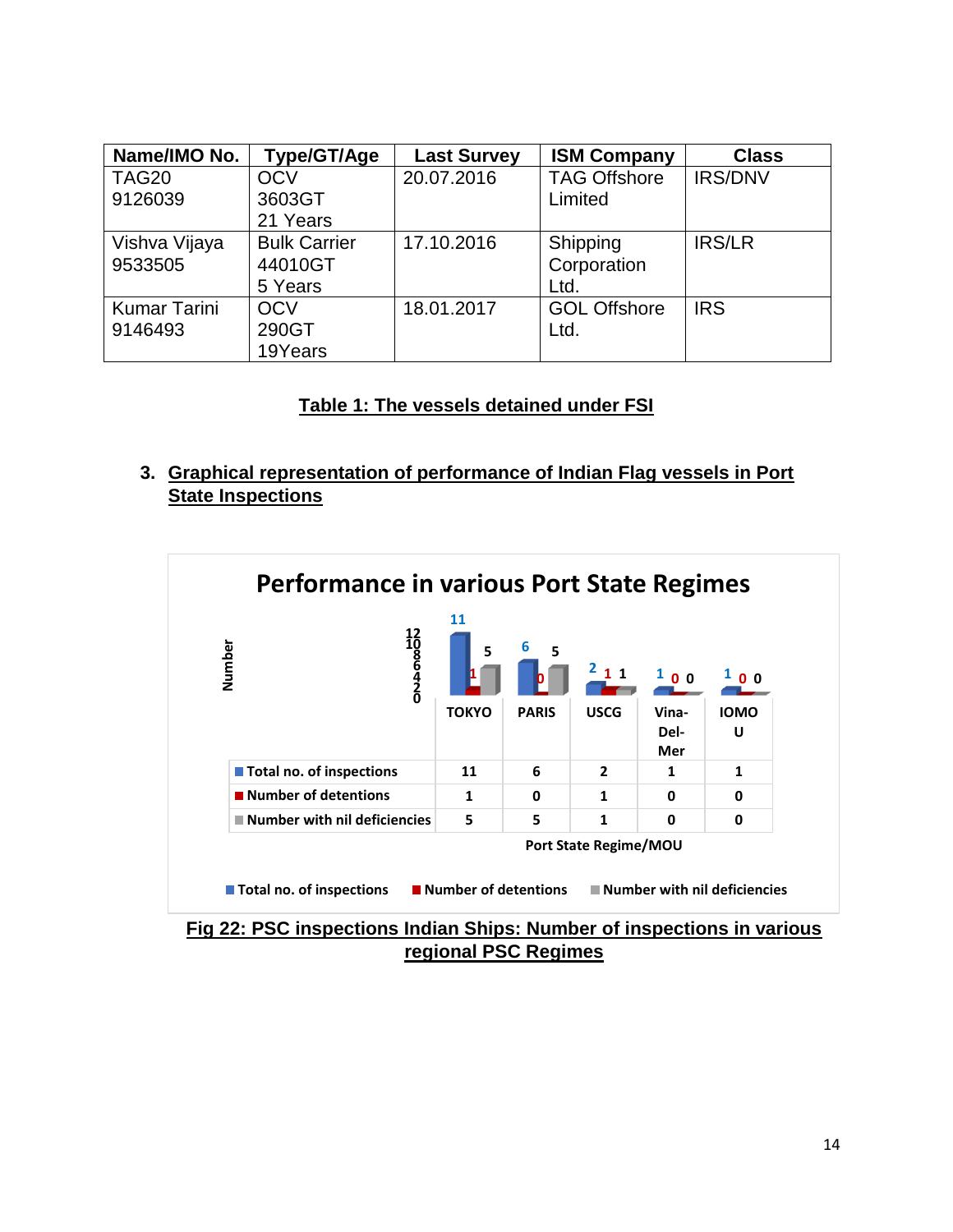| Name/IMO No. | Type/GT/Age | Last Survey | ISM Company | Class |
|---|---|---|---|---|
| TAG20 9126039 | OCV 3603GT 21 Years | 20.07.2016 | TAG Offshore Limited | IRS/DNV |
| Vishva Vijaya 9533505 | Bulk Carrier 44010GT 5 Years | 17.10.2016 | Shipping Corporation Ltd. | IRS/LR |
| Kumar Tarini 9146493 | OCV 290GT 19Years | 18.01.2017 | GOL Offshore Ltd. | IRS |

**Table 1: The vessels detained under FSI**

## 3. Graphical representation of performance of Indian Flag vessels in Port State Inspections

**Performance in various Port State Regimes**

| Port State Regime/MOU | TOKYO | PARIS | USCG | Vina-Del-Mer | IOMOU |
|---|---|---|---|---|---|
| Total no. of inspections | 11 | 6 | 2 | 1 | 1 |
| Number of detentions | 1 | 0 | 1 | 0 | 0 |
| Number with nil deficiencies | 5 | 5 | 1 | 0 | 0 |

**Fig 22: PSC inspections Indian Ships: Number of inspections in various regional PSC Regimes**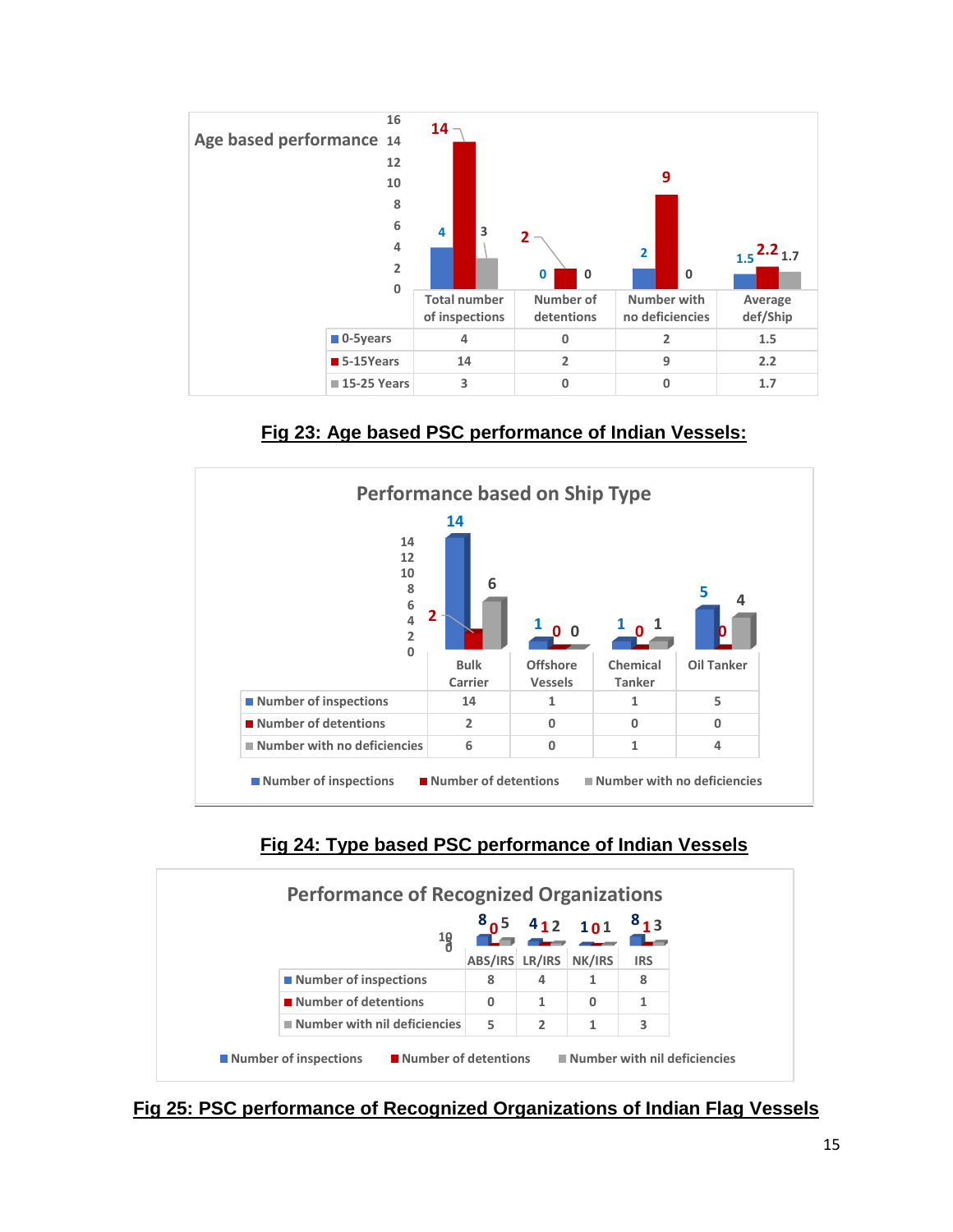**Age based performance**

| | Total number of inspections | Number of detentions | Number with no deficiencies | Average def/Ship |
|---|---|---|---|---|
| 0-5years | 4 | 0 | 2 | 1.5 |
| 5-15Years | 14 | 2 | 9 | 2.2 |
| 15-25 Years | 3 | 0 | 0 | 1.7 |

**Fig 23: Age based PSC performance of Indian Vessels:**

**Performance based on Ship Type**

| | Bulk Carrier | Offshore Vessels | Chemical Tanker | Oil Tanker |
|---|---|---|---|---|
| Number of inspections | 14 | 1 | 1 | 5 |
| Number of detentions | 2 | 0 | 0 | 0 |
| Number with no deficiencies | 6 | 0 | 1 | 4 |

**Fig 24: Type based PSC performance of Indian Vessels**

**Performance of Recognized Organizations**

| | ABS/IRS | LR/IRS | NK/IRS | IRS |
|---|---|---|---|---|
| Number of inspections | 8 | 4 | 1 | 8 |
| Number of detentions | 0 | 1 | 0 | 1 |
| Number with nil deficiencies | 5 | 2 | 1 | 3 |

**Fig 25: PSC performance of Recognized Organizations of Indian Flag Vessels**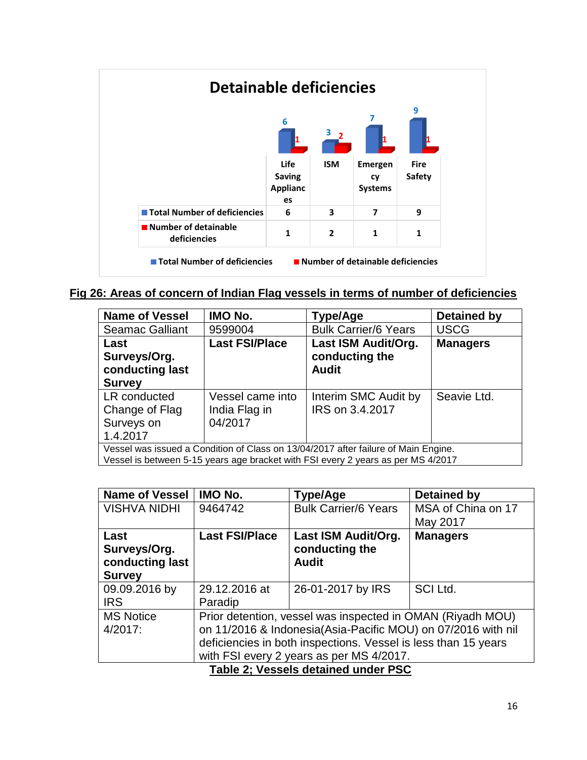**Detainable deficiencies**

| | Life Saving Appliances | ISM | Emergency Systems | Fire Safety |
|---|---|---|---|---|
| Total Number of deficiencies | 6 | 3 | 7 | 9 |
| Number of detainable deficiencies | 1 | 2 | 1 | 1 |

**Fig 26: Areas of concern of Indian Flag vessels in terms of number of deficiencies**

| Name of Vessel | IMO No. | Type/Age | Detained by |
|---|---|---|---|
| Seamac Galliant | 9599004 | Bulk Carrier/6 Years | USCG |
| **Last Surveys/Org. conducting last Survey** | **Last FSI/Place** | **Last ISM Audit/Org. conducting the Audit** | **Managers** |
| LR conducted Change of Flag Surveys on 1.4.2017 | Vessel came into India Flag in 04/2017 | Interim SMC Audit by IRS on 3.4.2017 | Seavie Ltd. |
| Vessel was issued a Condition of Class on 13/04/2017 after failure of Main Engine. Vessel is between 5-15 years age bracket with FSI every 2 years as per MS 4/2017 | | | |

| Name of Vessel | IMO No. | Type/Age | Detained by |
|---|---|---|---|
| VISHVA NIDHI | 9464742 | Bulk Carrier/6 Years | MSA of China on 17 May 2017 |
| **Last Surveys/Org. conducting last Survey** | **Last FSI/Place** | **Last ISM Audit/Org. conducting the Audit** | **Managers** |
| 09.09.2016 by IRS | 29.12.2016 at Paradip | 26-01-2017 by IRS | SCI Ltd. |
| MS Notice 4/2017: | Prior detention, vessel was inspected in OMAN (Riyadh MOU) on 11/2016 & Indonesia(Asia-Pacific MOU) on 07/2016 with nil deficiencies in both inspections. Vessel is less than 15 years with FSI every 2 years as per MS 4/2017. | | |

**Table 2; Vessels detained under PSC**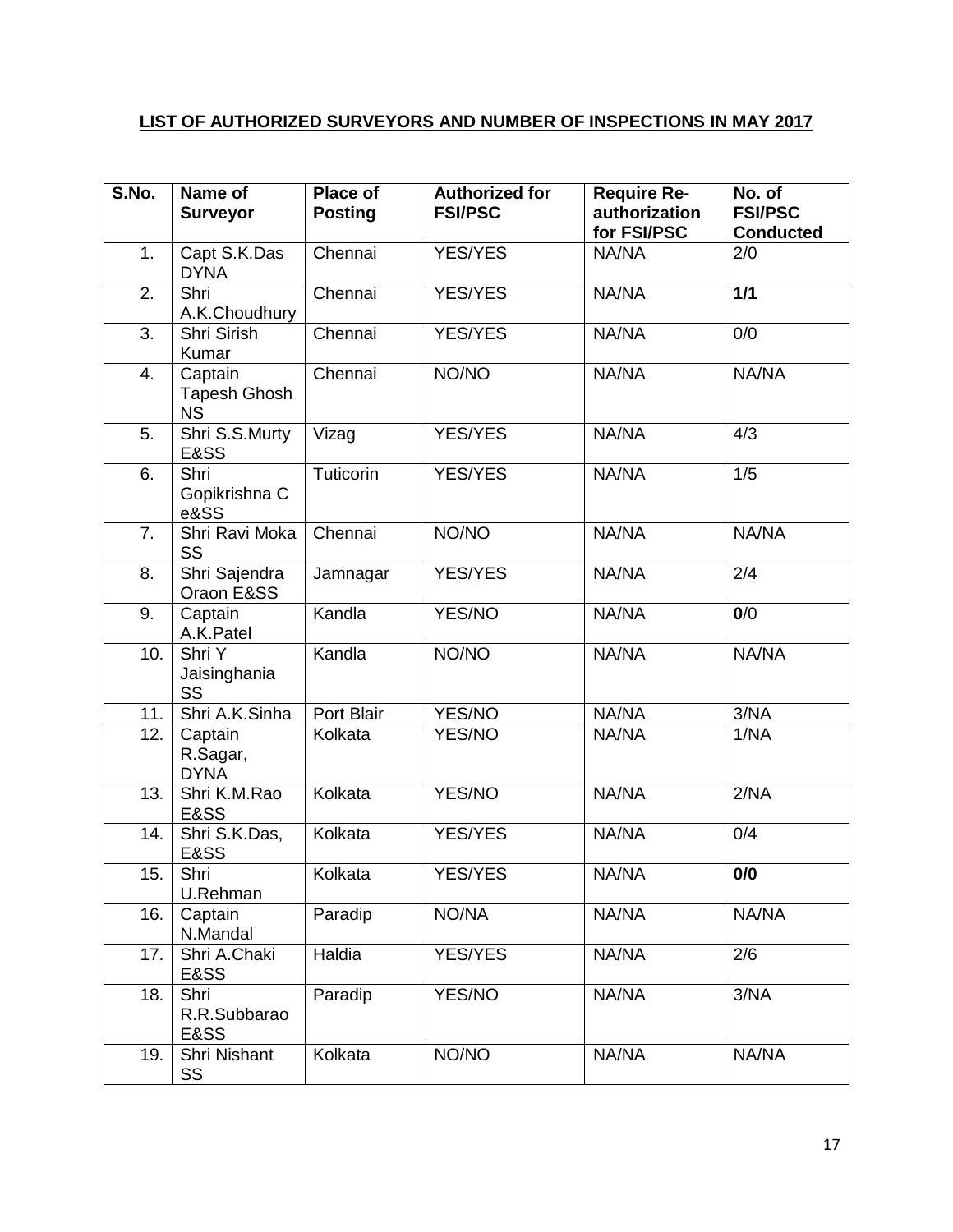**LIST OF AUTHORIZED SURVEYORS AND NUMBER OF INSPECTIONS IN MAY 2017**

| S.No. | Name of Surveyor | Place of Posting | Authorized for FSI/PSC | Require Re-authorization for FSI/PSC | No. of FSI/PSC Conducted |
|---|---|---|---|---|---|
| 1. | Capt S.K.Das DYNA | Chennai | YES/YES | NA/NA | 2/0 |
| 2. | Shri A.K.Choudhury | Chennai | YES/YES | NA/NA | **1/1** |
| 3. | Shri Sirish Kumar | Chennai | YES/YES | NA/NA | 0/0 |
| 4. | Captain Tapesh Ghosh NS | Chennai | NO/NO | NA/NA | NA/NA |
| 5. | Shri S.S.Murty E&SS | Vizag | YES/YES | NA/NA | 4/3 |
| 6. | Shri Gopikrishna C e&SS | Tuticorin | YES/YES | NA/NA | 1/5 |
| 7. | Shri Ravi Moka SS | Chennai | NO/NO | NA/NA | NA/NA |
| 8. | Shri Sajendra Oraon E&SS | Jamnagar | YES/YES | NA/NA | 2/4 |
| 9. | Captain A.K.Patel | Kandla | YES/NO | NA/NA | **0**/0 |
| 10. | Shri Y Jaisinghania SS | Kandla | NO/NO | NA/NA | NA/NA |
| 11. | Shri A.K.Sinha | Port Blair | YES/NO | NA/NA | 3/NA |
| 12. | Captain R.Sagar, DYNA | Kolkata | YES/NO | NA/NA | 1/NA |
| 13. | Shri K.M.Rao E&SS | Kolkata | YES/NO | NA/NA | 2/NA |
| 14. | Shri S.K.Das, E&SS | Kolkata | YES/YES | NA/NA | 0/4 |
| 15. | Shri U.Rehman | Kolkata | YES/YES | NA/NA | **0/0** |
| 16. | Captain N.Mandal | Paradip | NO/NA | NA/NA | NA/NA |
| 17. | Shri A.Chaki E&SS | Haldia | YES/YES | NA/NA | 2/6 |
| 18. | Shri R.R.Subbarao E&SS | Paradip | YES/NO | NA/NA | 3/NA |
| 19. | Shri Nishant SS | Kolkata | NO/NO | NA/NA | NA/NA |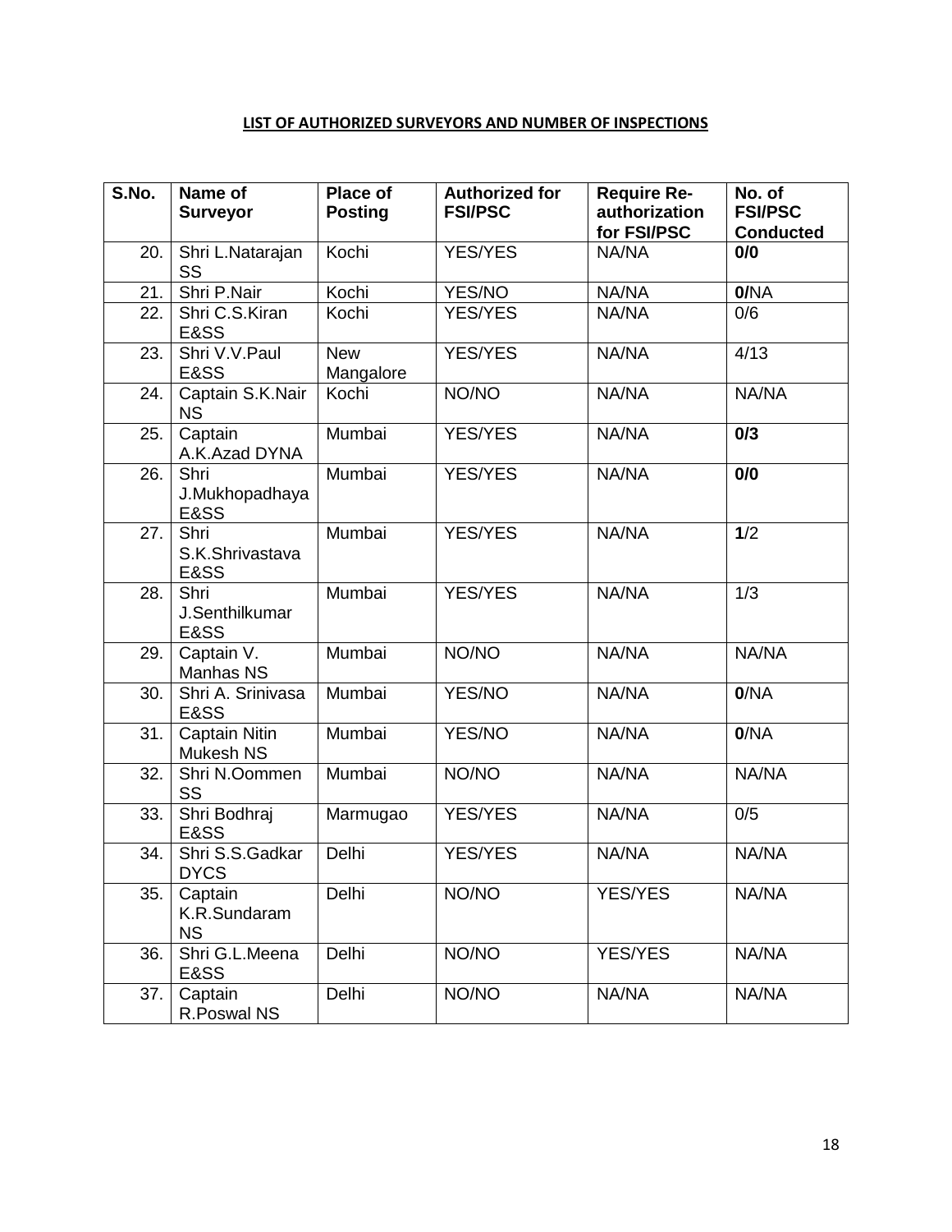**LIST OF AUTHORIZED SURVEYORS AND NUMBER OF INSPECTIONS**

| S.No. | Name of Surveyor | Place of Posting | Authorized for FSI/PSC | Require Re-authorization for FSI/PSC | No. of FSI/PSC Conducted |
|---|---|---|---|---|---|
| 20. | Shri L.Natarajan SS | Kochi | YES/YES | NA/NA | **0/0** |
| 21. | Shri P.Nair | Kochi | YES/NO | NA/NA | **0/**NA |
| 22. | Shri C.S.Kiran E&SS | Kochi | YES/YES | NA/NA | 0/6 |
| 23. | Shri V.V.Paul E&SS | New Mangalore | YES/YES | NA/NA | 4/13 |
| 24. | Captain S.K.Nair NS | Kochi | NO/NO | NA/NA | NA/NA |
| 25. | Captain A.K.Azad DYNA | Mumbai | YES/YES | NA/NA | **0/3** |
| 26. | Shri J.Mukhopadhaya E&SS | Mumbai | YES/YES | NA/NA | **0/0** |
| 27. | Shri S.K.Shrivastava E&SS | Mumbai | YES/YES | NA/NA | **1**/2 |
| 28. | Shri J.Senthilkumar E&SS | Mumbai | YES/YES | NA/NA | 1/3 |
| 29. | Captain V. Manhas NS | Mumbai | NO/NO | NA/NA | NA/NA |
| 30. | Shri A. Srinivasa E&SS | Mumbai | YES/NO | NA/NA | **0**/NA |
| 31. | Captain Nitin Mukesh NS | Mumbai | YES/NO | NA/NA | **0**/NA |
| 32. | Shri N.Oommen SS | Mumbai | NO/NO | NA/NA | NA/NA |
| 33. | Shri Bodhraj E&SS | Marmugao | YES/YES | NA/NA | 0/5 |
| 34. | Shri S.S.Gadkar DYCS | Delhi | YES/YES | NA/NA | NA/NA |
| 35. | Captain K.R.Sundaram NS | Delhi | NO/NO | YES/YES | NA/NA |
| 36. | Shri G.L.Meena E&SS | Delhi | NO/NO | YES/YES | NA/NA |
| 37. | Captain R.Poswal NS | Delhi | NO/NO | NA/NA | NA/NA |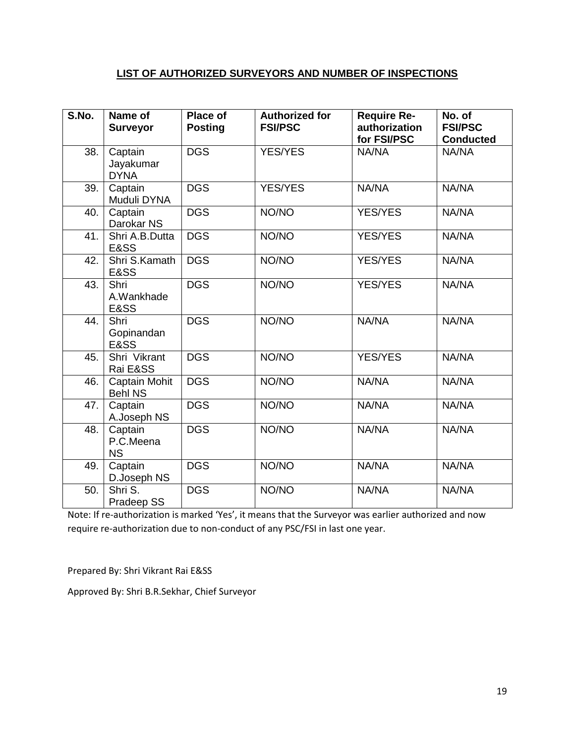**LIST OF AUTHORIZED SURVEYORS AND NUMBER OF INSPECTIONS**

| S.No. | Name of Surveyor | Place of Posting | Authorized for FSI/PSC | Require Re-authorization for FSI/PSC | No. of FSI/PSC Conducted |
|---|---|---|---|---|---|
| 38. | Captain Jayakumar DYNA | DGS | YES/YES | NA/NA | NA/NA |
| 39. | Captain Muduli DYNA | DGS | YES/YES | NA/NA | NA/NA |
| 40. | Captain Darokar NS | DGS | NO/NO | YES/YES | NA/NA |
| 41. | Shri A.B.Dutta E&SS | DGS | NO/NO | YES/YES | NA/NA |
| 42. | Shri S.Kamath E&SS | DGS | NO/NO | YES/YES | NA/NA |
| 43. | Shri A.Wankhade E&SS | DGS | NO/NO | YES/YES | NA/NA |
| 44. | Shri Gopinandan E&SS | DGS | NO/NO | NA/NA | NA/NA |
| 45. | Shri Vikrant Rai E&SS | DGS | NO/NO | YES/YES | NA/NA |
| 46. | Captain Mohit Behl NS | DGS | NO/NO | NA/NA | NA/NA |
| 47. | Captain A.Joseph NS | DGS | NO/NO | NA/NA | NA/NA |
| 48. | Captain P.C.Meena NS | DGS | NO/NO | NA/NA | NA/NA |
| 49. | Captain D.Joseph NS | DGS | NO/NO | NA/NA | NA/NA |
| 50. | Shri S. Pradeep SS | DGS | NO/NO | NA/NA | NA/NA |

Note: If re-authorization is marked 'Yes', it means that the Surveyor was earlier authorized and now require re-authorization due to non-conduct of any PSC/FSI in last one year.

Prepared By: Shri Vikrant Rai E&SS

Approved By: Shri B.R.Sekhar, Chief Surveyor